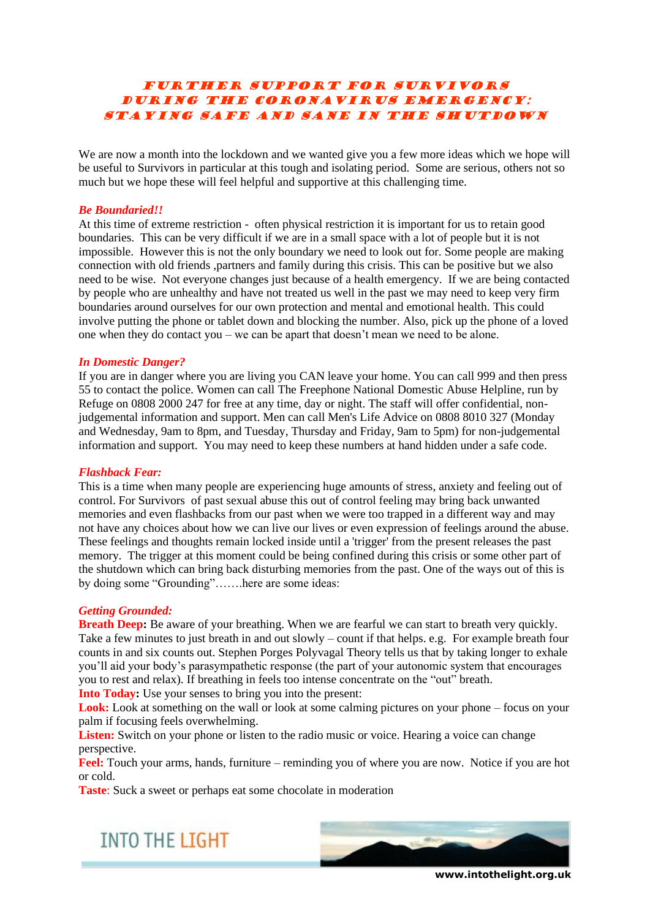# FURTHER SUPPORT FOR SURVIVORS DURING THE CORONAVIRUS EMERGENCY: STAYING SAFE AND SANE IN THE SHUTDOWN

We are now a month into the lockdown and we wanted give you a few more ideas which we hope will be useful to Survivors in particular at this tough and isolating period. Some are serious, others not so much but we hope these will feel helpful and supportive at this challenging time.

***Be Boundaried!!***

At this time of extreme restriction - often physical restriction it is important for us to retain good boundaries. This can be very difficult if we are in a small space with a lot of people but it is not impossible. However this is not the only boundary we need to look out for. Some people are making connection with old friends ,partners and family during this crisis. This can be positive but we also need to be wise. Not everyone changes just because of a health emergency. If we are being contacted by people who are unhealthy and have not treated us well in the past we may need to keep very firm boundaries around ourselves for our own protection and mental and emotional health. This could involve putting the phone or tablet down and blocking the number. Also, pick up the phone of a loved one when they do contact you – we can be apart that doesn't mean we need to be alone.

***In Domestic Danger?***

If you are in danger where you are living you CAN leave your home. You can call 999 and then press 55 to contact the police. Women can call The Freephone National Domestic Abuse Helpline, run by Refuge on 0808 2000 247 for free at any time, day or night. The staff will offer confidential, non-judgemental information and support. Men can call Men's Life Advice on 0808 8010 327 (Monday and Wednesday, 9am to 8pm, and Tuesday, Thursday and Friday, 9am to 5pm) for non-judgemental information and support. You may need to keep these numbers at hand hidden under a safe code.

***Flashback Fear:***

This is a time when many people are experiencing huge amounts of stress, anxiety and feeling out of control. For Survivors of past sexual abuse this out of control feeling may bring back unwanted memories and even flashbacks from our past when we were too trapped in a different way and may not have any choices about how we can live our lives or even expression of feelings around the abuse. These feelings and thoughts remain locked inside until a 'trigger' from the present releases the past memory. The trigger at this moment could be being confined during this crisis or some other part of the shutdown which can bring back disturbing memories from the past. One of the ways out of this is by doing some "Grounding"…….here are some ideas:

***Getting Grounded:***

**Breath Deep:** Be aware of your breathing. When we are fearful we can start to breath very quickly. Take a few minutes to just breath in and out slowly – count if that helps. e.g. For example breath four counts in and six counts out. Stephen Porges Polyvagal Theory tells us that by taking longer to exhale you'll aid your body's parasympathetic response (the part of your autonomic system that encourages you to rest and relax). If breathing in feels too intense concentrate on the "out" breath.

**Into Today:** Use your senses to bring you into the present:

**Look:** Look at something on the wall or look at some calming pictures on your phone – focus on your palm if focusing feels overwhelming.

**Listen:** Switch on your phone or listen to the radio music or voice. Hearing a voice can change perspective.

**Feel:** Touch your arms, hands, furniture – reminding you of where you are now. Notice if you are hot or cold.

**Taste**: Suck a sweet or perhaps eat some chocolate in moderation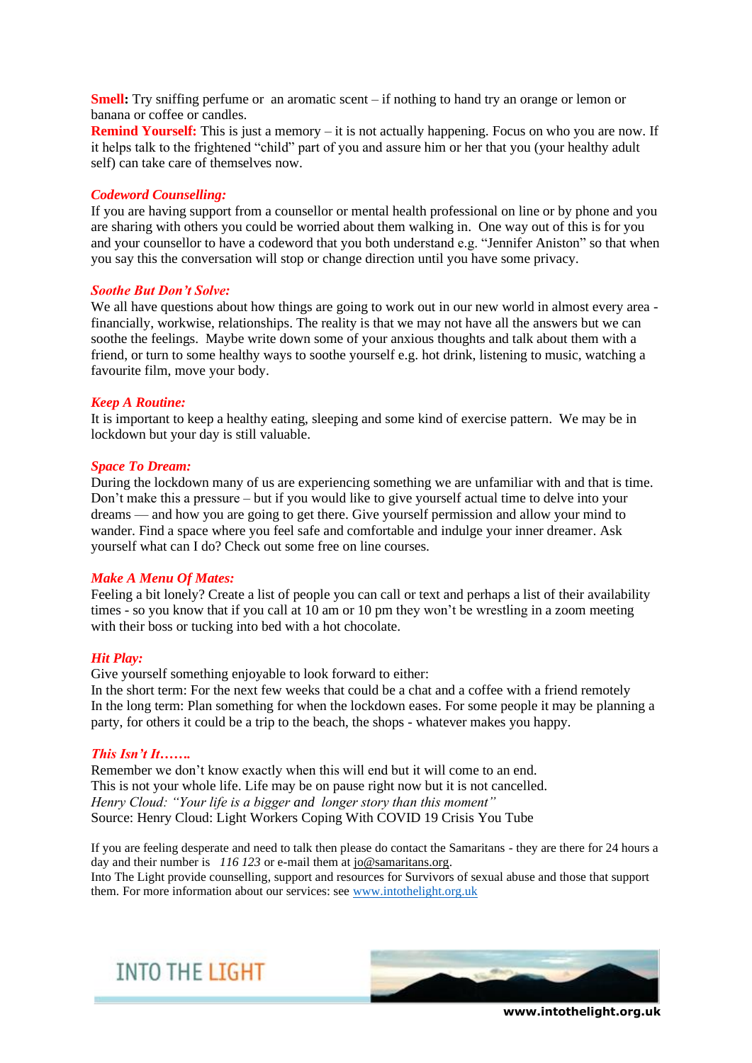**Smell:** Try sniffing perfume or an aromatic scent – if nothing to hand try an orange or lemon or banana or coffee or candles.

**Remind Yourself:** This is just a memory – it is not actually happening. Focus on who you are now. If it helps talk to the frightened "child" part of you and assure him or her that you (your healthy adult self) can take care of themselves now.

### *Codeword Counselling:*

If you are having support from a counsellor or mental health professional on line or by phone and you are sharing with others you could be worried about them walking in. One way out of this is for you and your counsellor to have a codeword that you both understand e.g. "Jennifer Aniston" so that when you say this the conversation will stop or change direction until you have some privacy.

### *Soothe But Don't Solve:*

We all have questions about how things are going to work out in our new world in almost every area - financially, workwise, relationships. The reality is that we may not have all the answers but we can soothe the feelings. Maybe write down some of your anxious thoughts and talk about them with a friend, or turn to some healthy ways to soothe yourself e.g. hot drink, listening to music, watching a favourite film, move your body.

### *Keep A Routine:*

It is important to keep a healthy eating, sleeping and some kind of exercise pattern. We may be in lockdown but your day is still valuable.

### *Space To Dream:*

During the lockdown many of us are experiencing something we are unfamiliar with and that is time. Don't make this a pressure – but if you would like to give yourself actual time to delve into your dreams — and how you are going to get there. Give yourself permission and allow your mind to wander. Find a space where you feel safe and comfortable and indulge your inner dreamer. Ask yourself what can I do? Check out some free on line courses.

### *Make A Menu Of Mates:*

Feeling a bit lonely? Create a list of people you can call or text and perhaps a list of their availability times - so you know that if you call at 10 am or 10 pm they won't be wrestling in a zoom meeting with their boss or tucking into bed with a hot chocolate.

### *Hit Play:*

Give yourself something enjoyable to look forward to either:
In the short term: For the next few weeks that could be a chat and a coffee with a friend remotely
In the long term: Plan something for when the lockdown eases. For some people it may be planning a party, for others it could be a trip to the beach, the shops - whatever makes you happy.

### *This Isn't It…….*

Remember we don't know exactly when this will end but it will come to an end.
This is not your whole life. Life may be on pause right now but it is not cancelled.
*Henry Cloud: "Your life is a bigger and longer story than this moment"*
Source: Henry Cloud: Light Workers Coping With COVID 19 Crisis You Tube

If you are feeling desperate and need to talk then please do contact the Samaritans - they are there for 24 hours a day and their number is *116 123* or e-mail them at jo@samaritans.org.
Into The Light provide counselling, support and resources for Survivors of sexual abuse and those that support them. For more information about our services: see www.intothelight.org.uk

INTO THE LIGHT

www.intothelight.org.uk